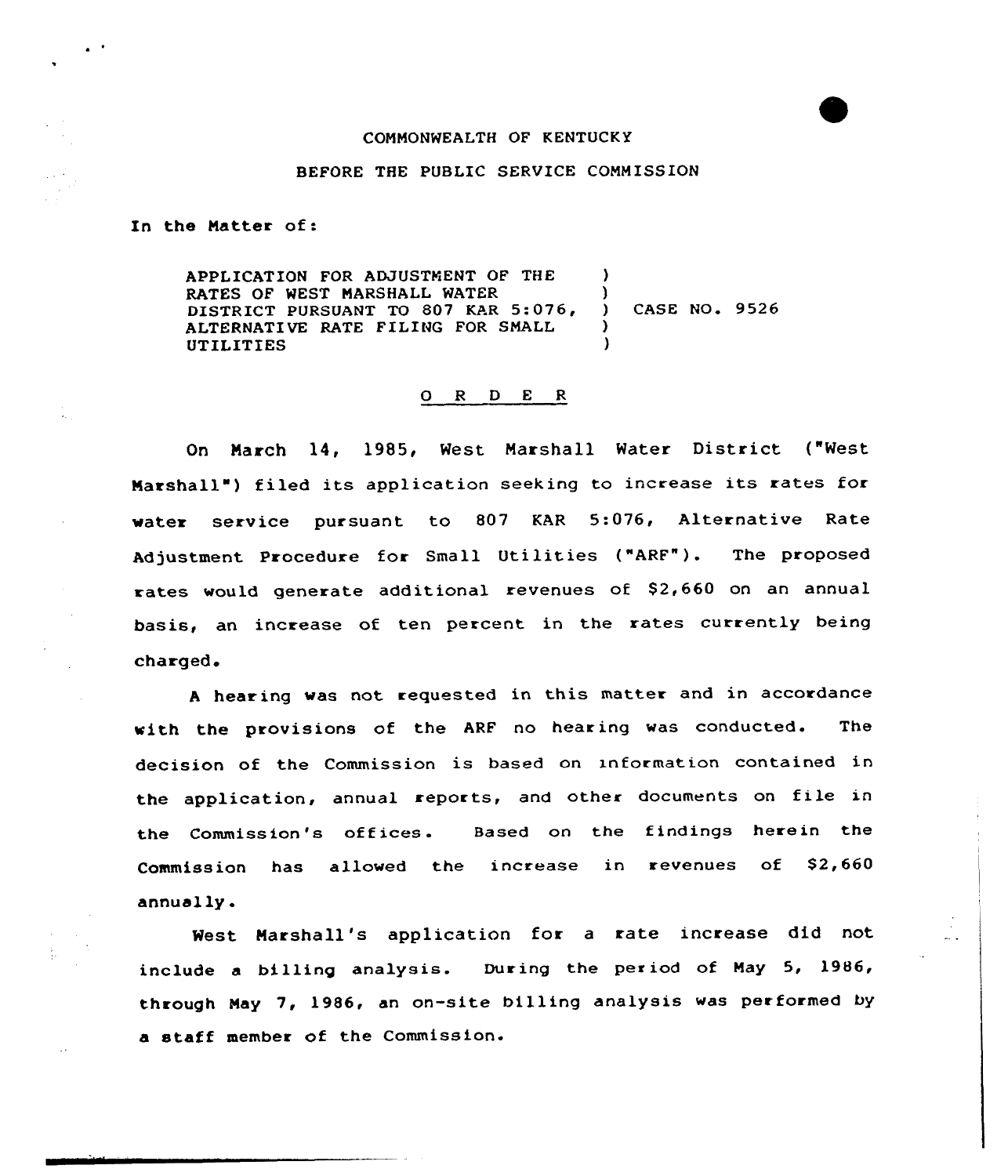COMMONWEALTH OF KENTUCKY

BEFORE THE PUBLIC SERVICE COMMISSION

In the Matter of:

| | | |
|---|---|---|
| APPLICATION FOR ADJUSTMENT OF THE RATES OF WEST MARSHALL WATER DISTRICT PURSUANT TO 807 KAR 5:076, ALTERNATIVE RATE FILING FOR SMALL UTILITIES | ) | CASE NO. 9526 |

O R D E R

On March 14, 1985, West Marshall Water District ("West Marshall") filed its application seeking to increase its rates for water service pursuant to 807 KAR 5:076, Alternative Rate Adjustment Procedure for Small Utilities ("ARF"). The proposed rates would generate additional revenues of $2,660 on an annual basis, an increase of ten percent in the rates currently being charged.

A hearing was not requested in this matter and in accordance with the provisions of the ARF no hearing was conducted. The decision of the Commission is based on information contained in the application, annual reports, and other documents on file in the Commission's offices. Based on the findings herein the Commission has allowed the increase in revenues of $2,660 annually.

West Marshall's application for a rate increase did not include a billing analysis. During the period of May 5, 1986, through May 7, 1986, an on-site billing analysis was performed by a staff member of the Commission.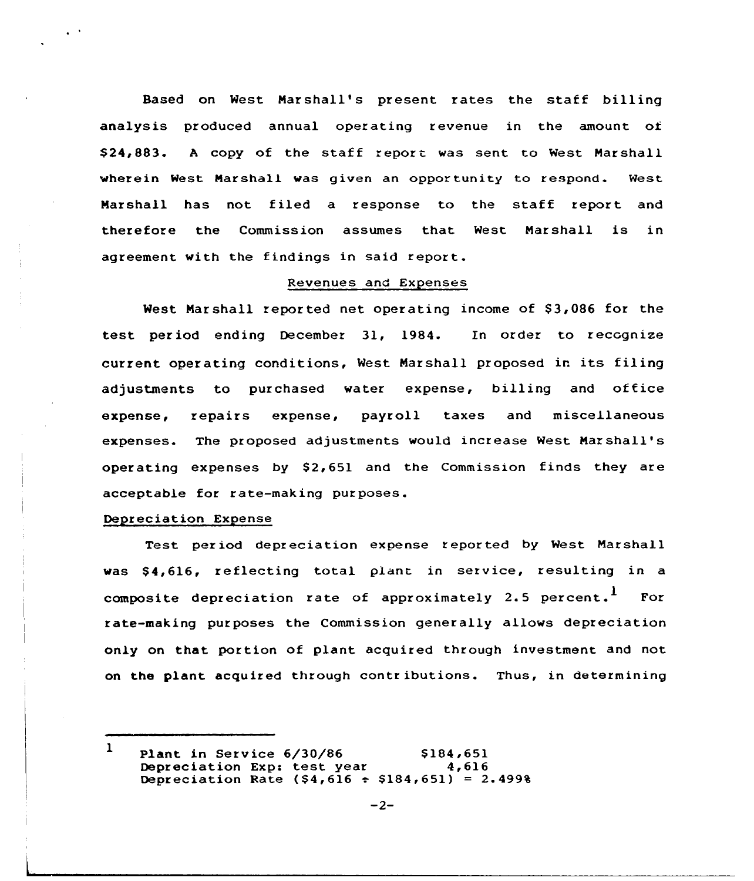Based on West Marshall's present rates the staff billing analysis produced annual operating revenue in the amount of $24,883. A copy of the staff report was sent to West Marshall wherein West Marshall was given an opportunity to respond. West Marshall has not filed a response to the staff report and therefore the Commission assumes that West Marshall is in agreement with the findings in said report.

## Revenues and Expenses

West Marshall reported net operating income of $3,086 for the test period ending December 31, 1984. In order to recognize current operating conditions, West Marshall proposed in its filing adjustments to purchased water expense, billing and office expense, repairs expense, payroll taxes and miscellaneous expenses. The proposed adjustments would increase West Marshall's operating expenses by $2,651 and the Commission finds they are acceptable for rate-making purposes.

### Depreciation Expense

Test period depreciation expense reported by West Marshall was $4,616, reflecting total plant in service, resulting in a composite depreciation rate of approximately 2.5 percent.[1] For rate-making purposes the Commission generally allows depreciation only on that portion of plant acquired through investment and not on the plant acquired through contributions. Thus, in determining

---

[1]

| | |
|---|---|
| Plant in Service 6/30/86 | $184,651 |
| Depreciation Exp: test year | 4,616 |

Depreciation Rate ($4,616 ÷ $184,651) = 2.499%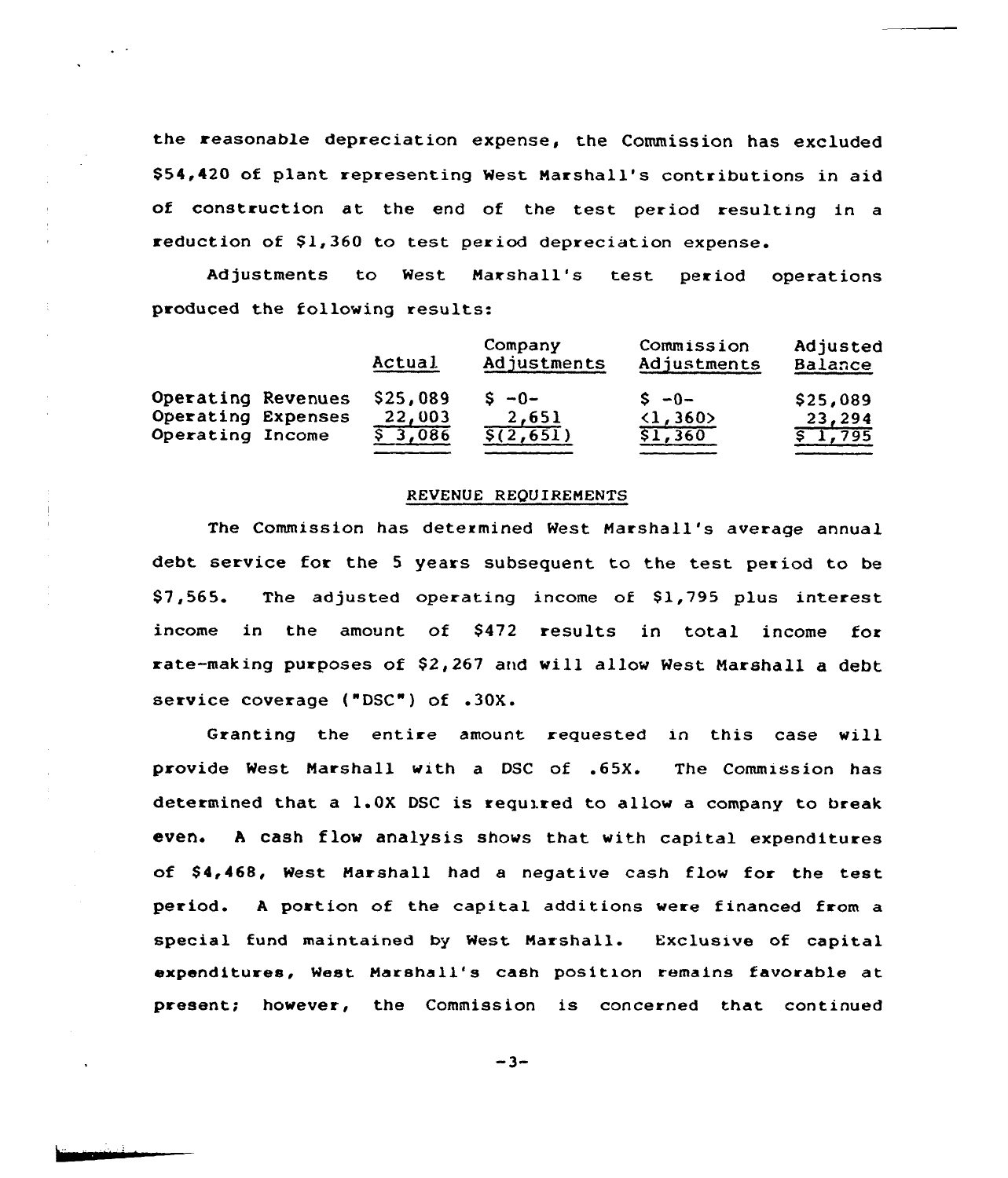the reasonable depreciation expense, the Commission has excluded $54,420 of plant representing West Marshall's contributions in aid of construction at the end of the test period resulting in a reduction of $1,360 to test period depreciation expense.

Adjustments to West Marshall's test period operations produced the following results:

| | Actual | Company Adjustments | Commission Adjustments | Adjusted Balance |
|---|---|---|---|---|
| Operating Revenues | $25,089 | $ -0- | $ -0- | $25,089 |
| Operating Expenses | 22,003 | 2,651 | <1,360> | 23,294 |
| Operating Income | $ 3,086 | $(2,651) | $1,360 | $ 1,795 |

## REVENUE REQUIREMENTS

The Commission has determined West Marshall's average annual debt service for the 5 years subsequent to the test period to be $7,565. The adjusted operating income of $1,795 plus interest income in the amount of $472 results in total income for rate-making purposes of $2,267 and will allow West Marshall a debt service coverage ("DSC") of .30X.

Granting the entire amount requested in this case will provide West Marshall with a DSC of .65X. The Commission has determined that a 1.0X DSC is required to allow a company to break even. A cash flow analysis shows that with capital expenditures of $4,468, West Marshall had a negative cash flow for the test period. A portion of the capital additions were financed from a special fund maintained by West Marshall. Exclusive of capital expenditures, West Marshall's cash position remains favorable at present; however, the Commission is concerned that continued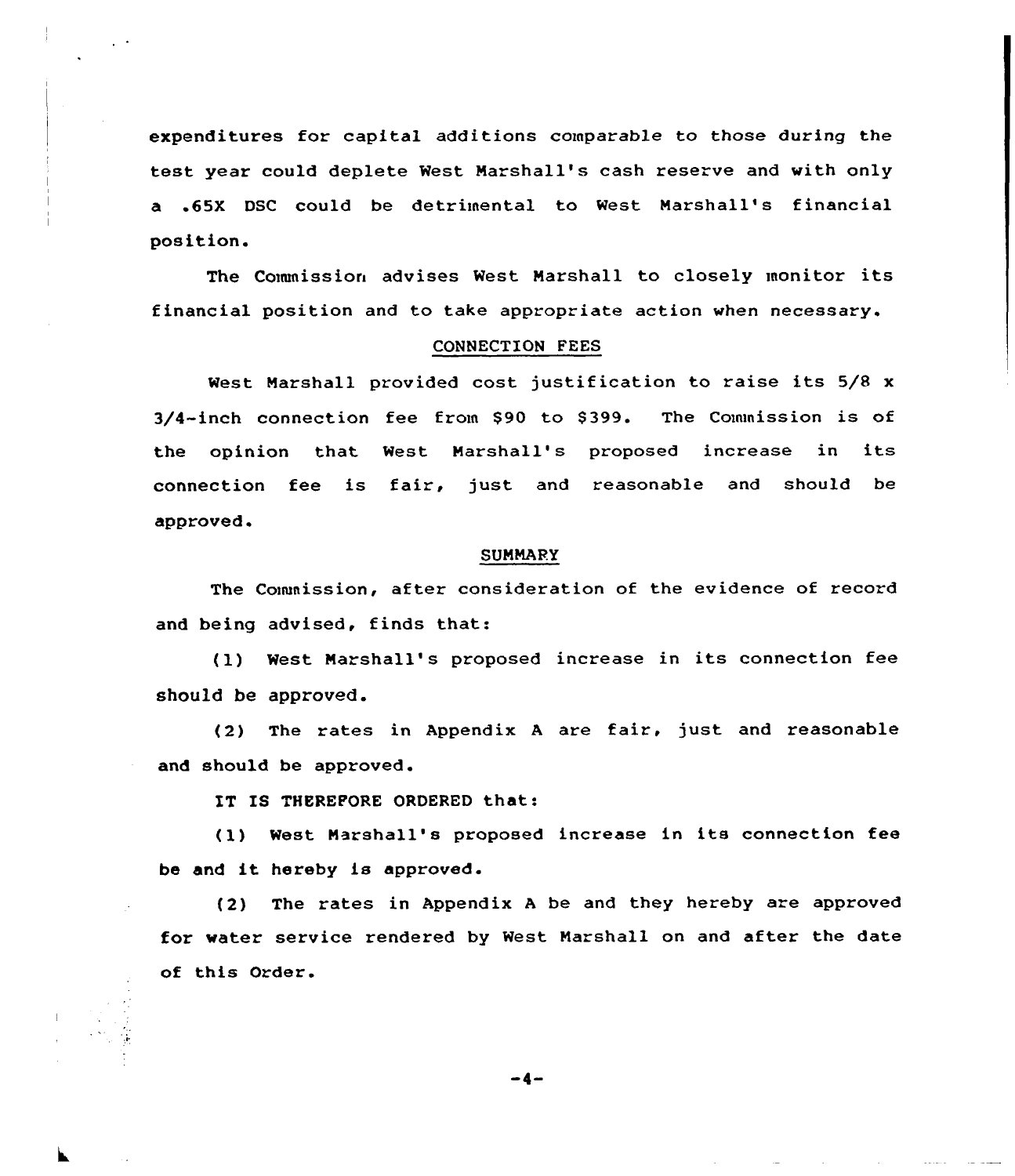expenditures for capital additions comparable to those during the test year could deplete West Marshall's cash reserve and with only a .65X DSC could be detrimental to West Marshall's financial position.

The Commission advises West Marshall to closely monitor its financial position and to take appropriate action when necessary.

## CONNECTION FEES

West Marshall provided cost justification to raise its 5/8 x 3/4-inch connection fee from $90 to $399. The Commission is of the opinion that West Marshall's proposed increase in its connection fee is fair, just and reasonable and should be approved.

## SUMMARY

The Commission, after consideration of the evidence of record and being advised, finds that:

(1) West Marshall's proposed increase in its connection fee should be approved.

(2) The rates in Appendix A are fair, just and reasonable and should be approved.

IT IS THEREFORE ORDERED that:

(1) West Marshall's proposed increase in its connection fee be and it hereby is approved.

(2) The rates in Appendix A be and they hereby are approved for water service rendered by West Marshall on and after the date of this Order.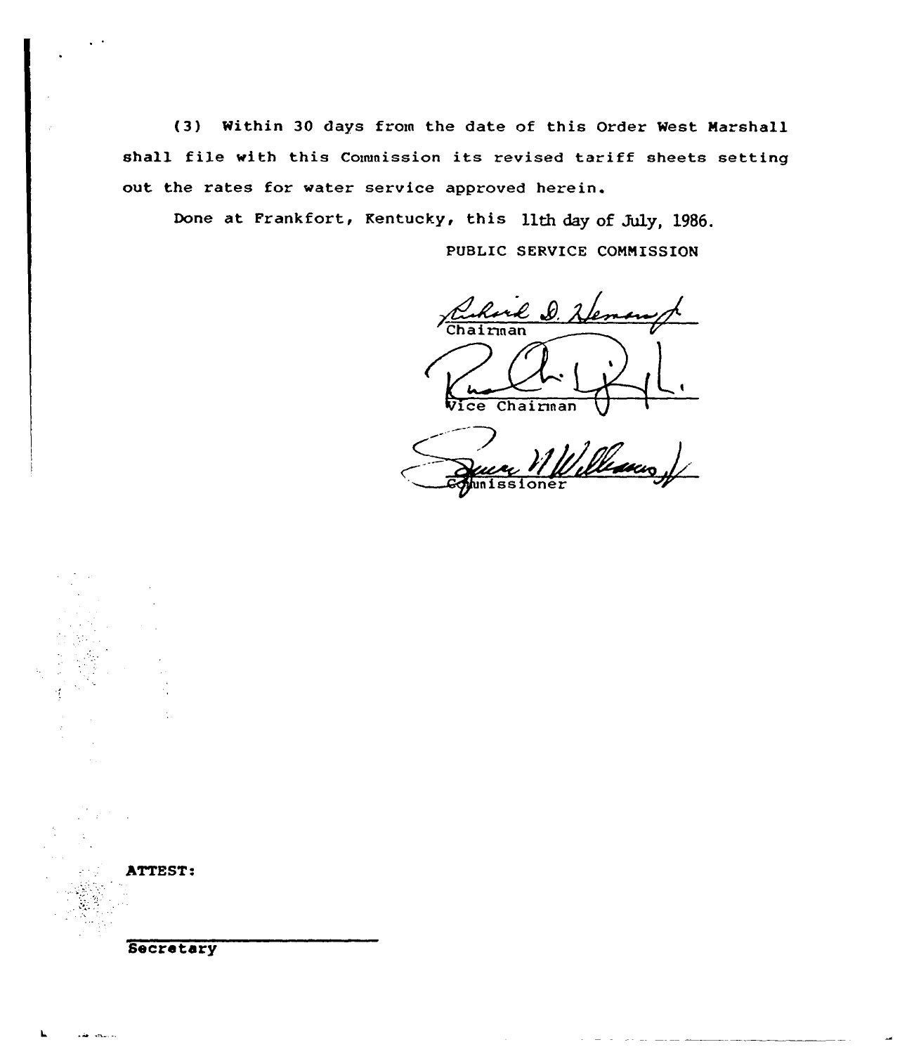(3) Within 30 days from the date of this Order West Marshall shall file with this Commission its revised tariff sheets setting out the rates for water service approved herein.

Done at Frankfort, Kentucky, this 11th day of July, 1986.

PUBLIC SERVICE COMMISSION

Chairman

Vice Chairman

Commissioner

ATTEST:

Secretary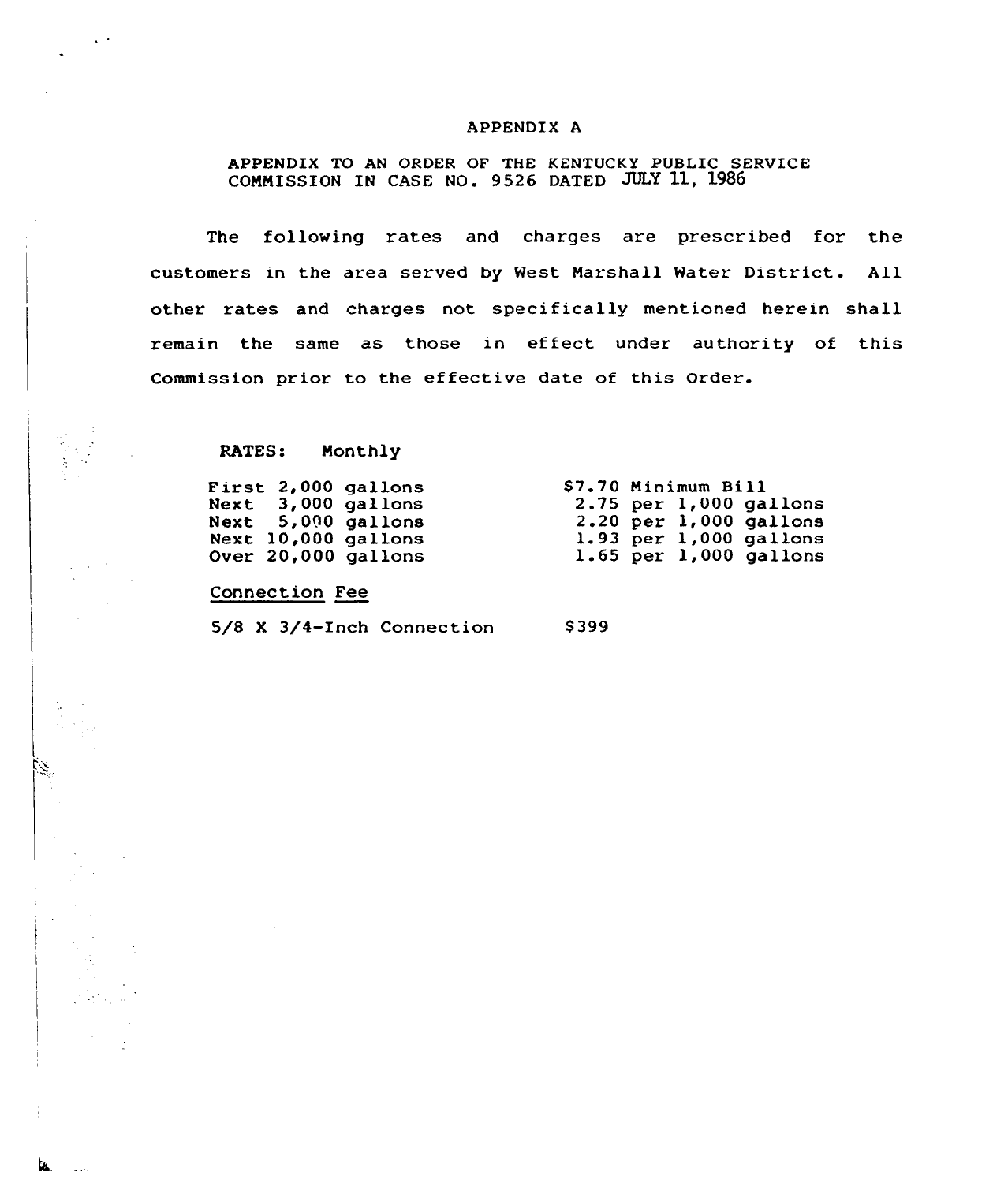# APPENDIX A

APPENDIX TO AN ORDER OF THE KENTUCKY PUBLIC SERVICE COMMISSION IN CASE NO. 9526 DATED JULY 11, 1986

The following rates and charges are prescribed for the customers in the area served by West Marshall Water District. All other rates and charges not specifically mentioned herein shall remain the same as those in effect under authority of this Commission prior to the effective date of this Order.

RATES: Monthly

| | |
|---|---|
| First 2,000 gallons | $7.70 Minimum Bill |
| Next 3,000 gallons | 2.75 per 1,000 gallons |
| Next 5,000 gallons | 2.20 per 1,000 gallons |
| Next 10,000 gallons | 1.93 per 1,000 gallons |
| Over 20,000 gallons | 1.65 per 1,000 gallons |

Connection Fee

| | |
|---|---|
| 5/8 X 3/4-Inch Connection | $399 |